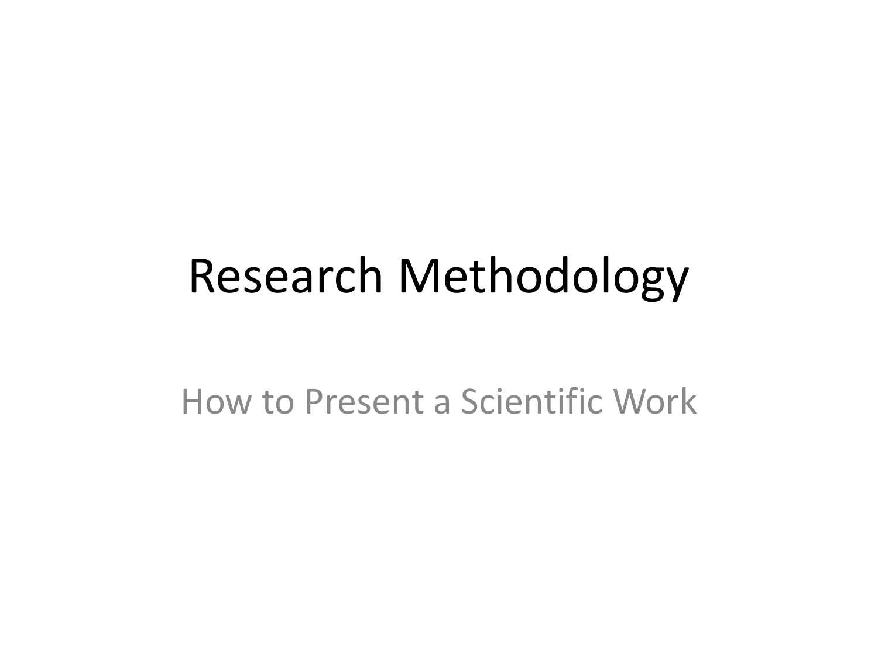# Research Methodology

How to Present a Scientific Work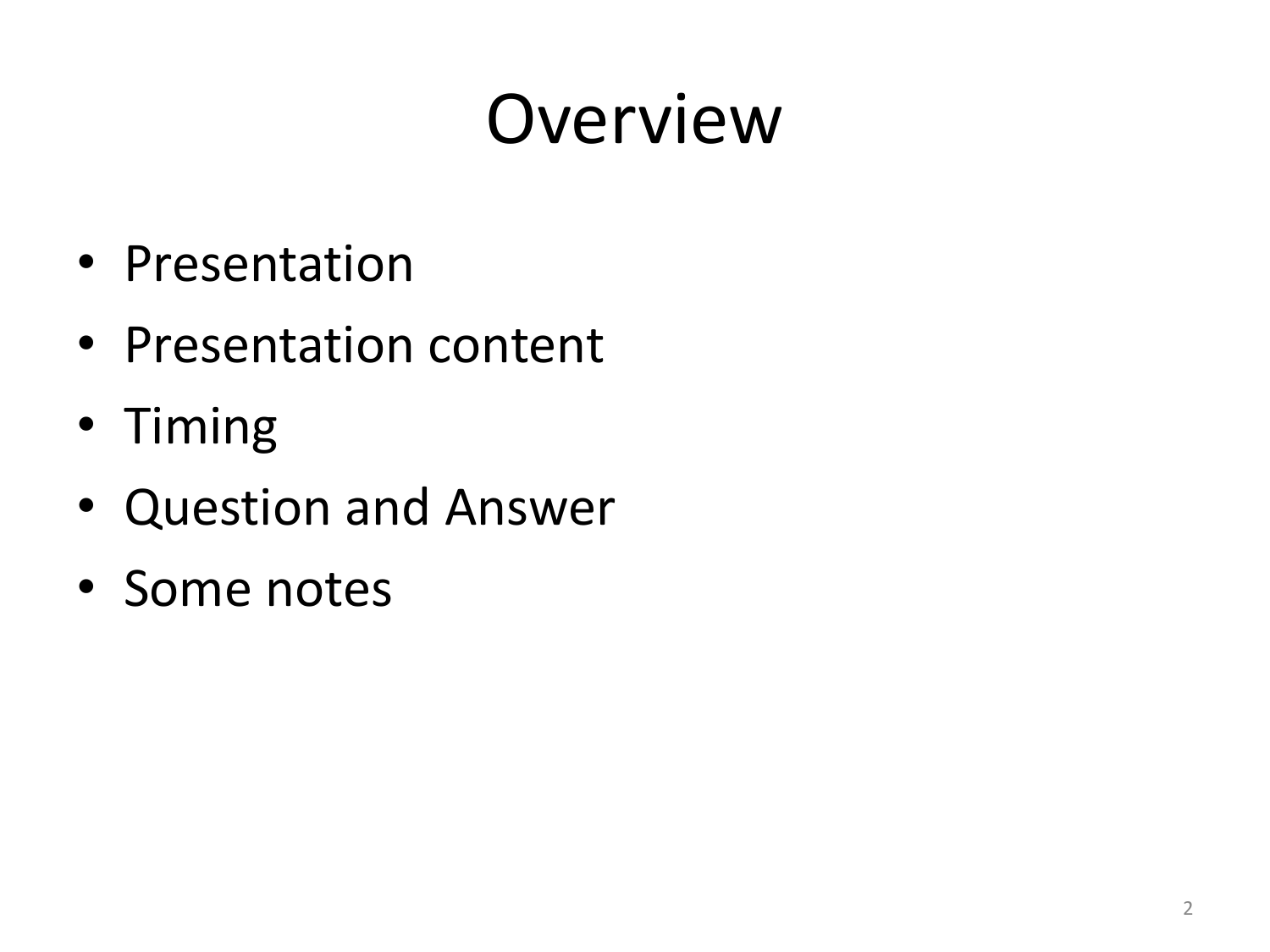# Overview

- Presentation
- Presentation content
- Timing
- Question and Answer
- Some notes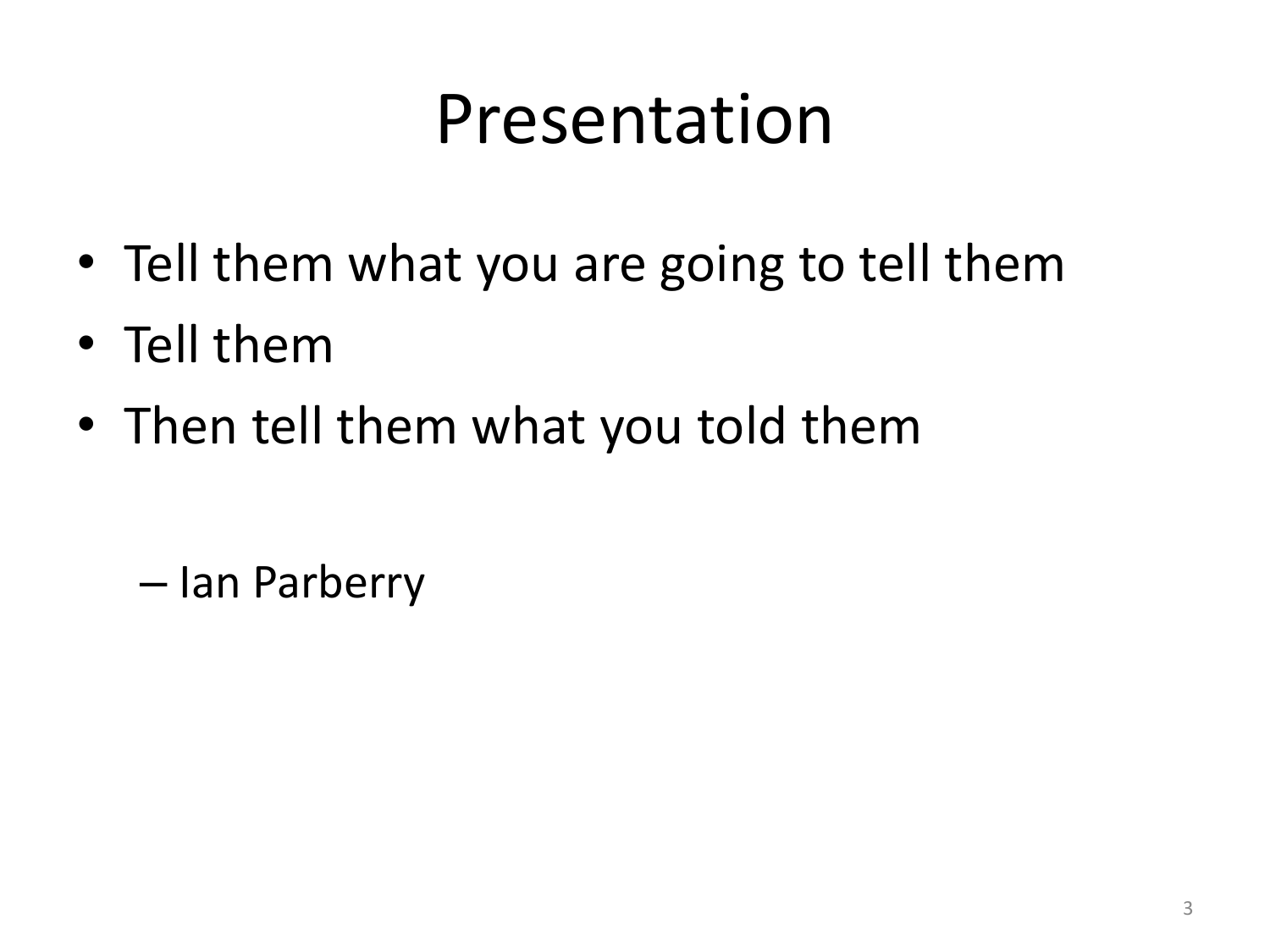# Presentation

- Tell them what you are going to tell them
- Tell them
- Then tell them what you told them

  – Ian Parberry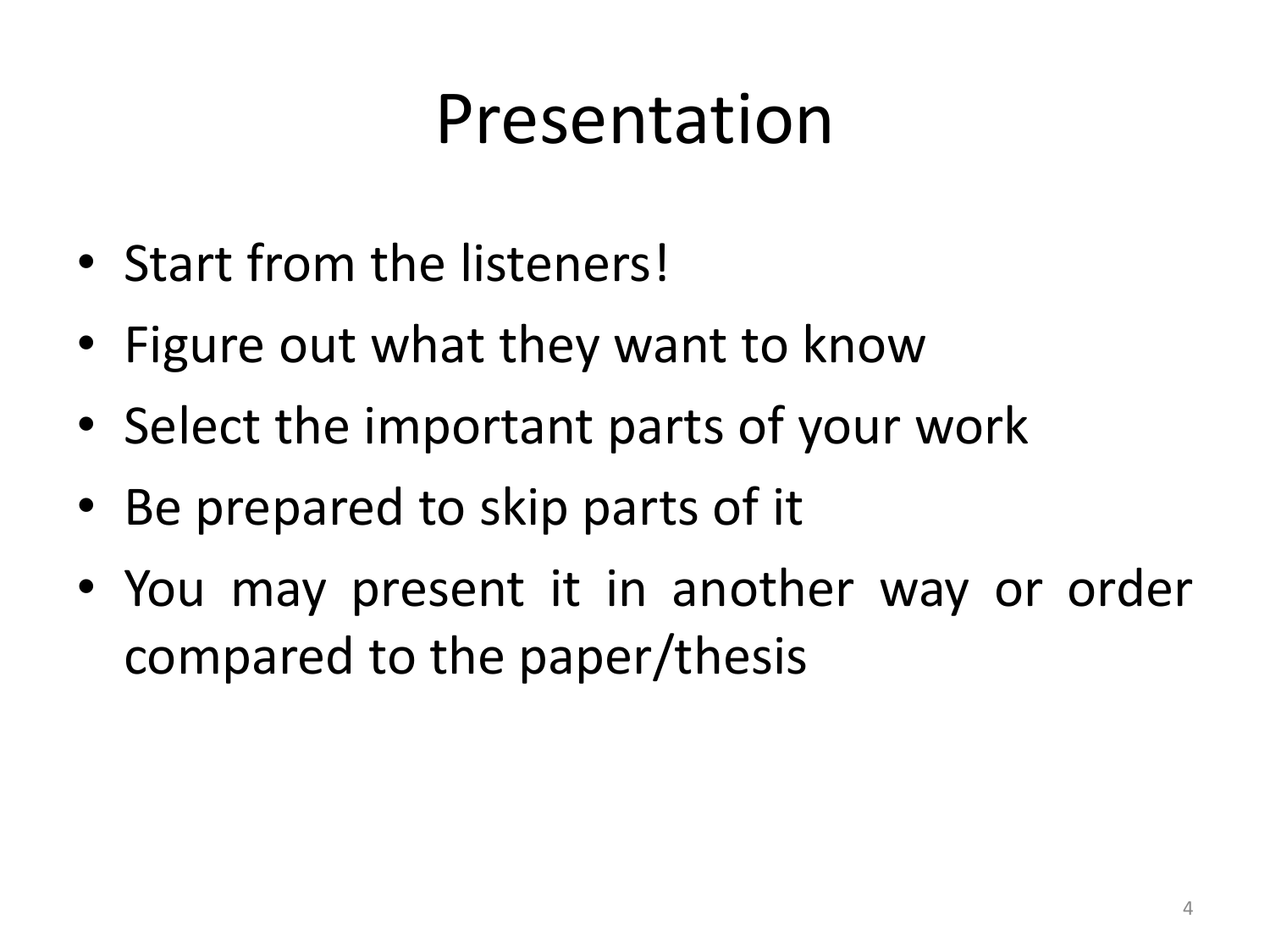# Presentation

- Start from the listeners!
- Figure out what they want to know
- Select the important parts of your work
- Be prepared to skip parts of it
- You may present it in another way or order compared to the paper/thesis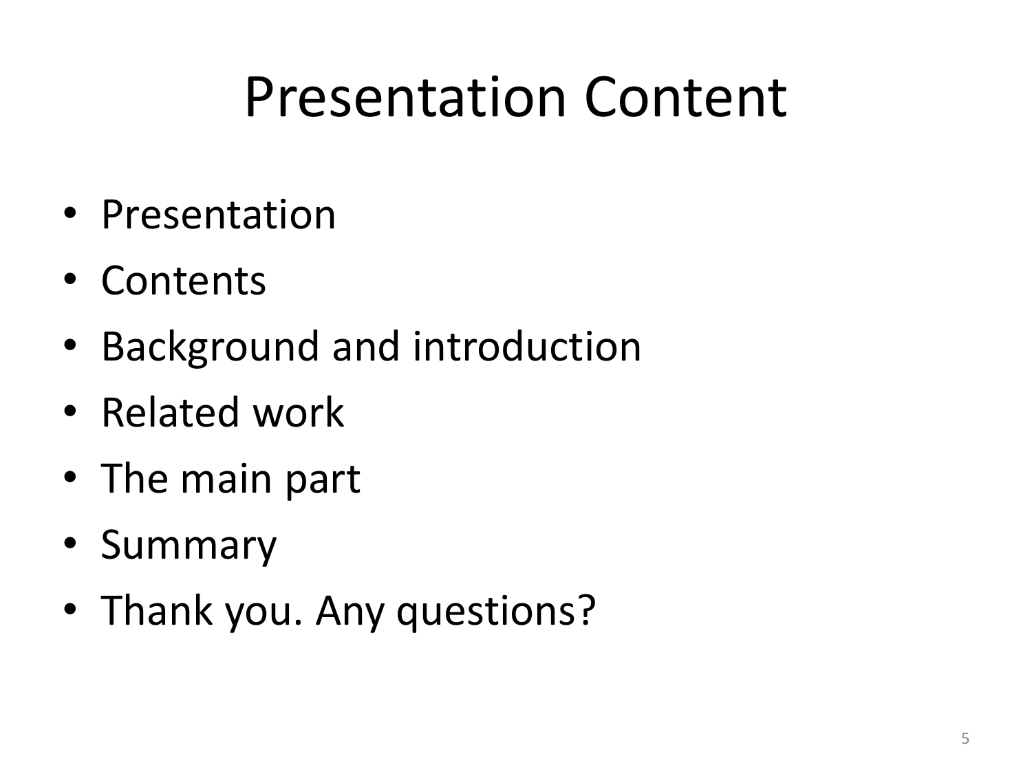# Presentation Content

- Presentation
- Contents
- Background and introduction
- Related work
- The main part
- Summary
- Thank you. Any questions?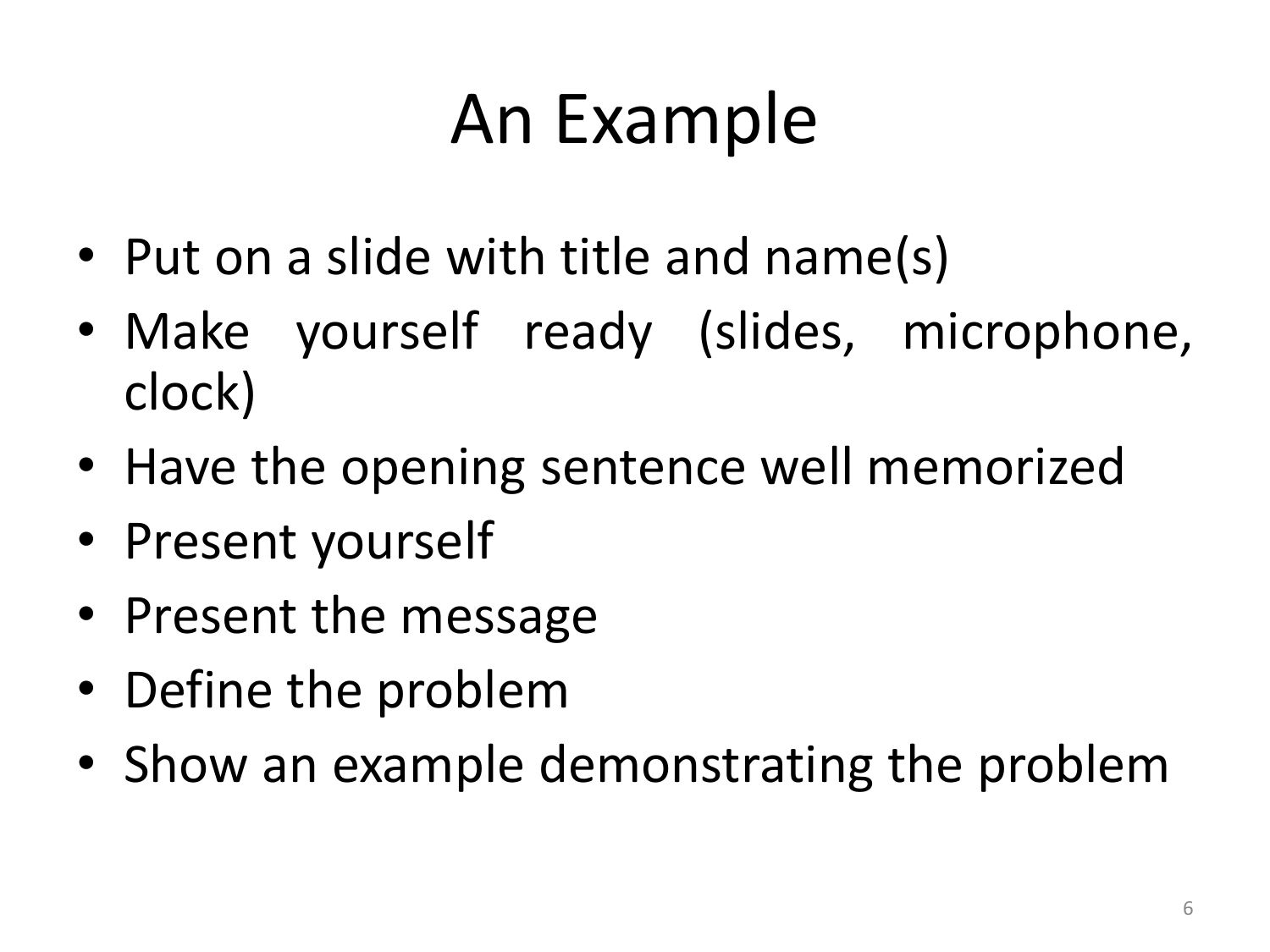# An Example

- Put on a slide with title and name(s)
- Make yourself ready (slides, microphone, clock)
- Have the opening sentence well memorized
- Present yourself
- Present the message
- Define the problem
- Show an example demonstrating the problem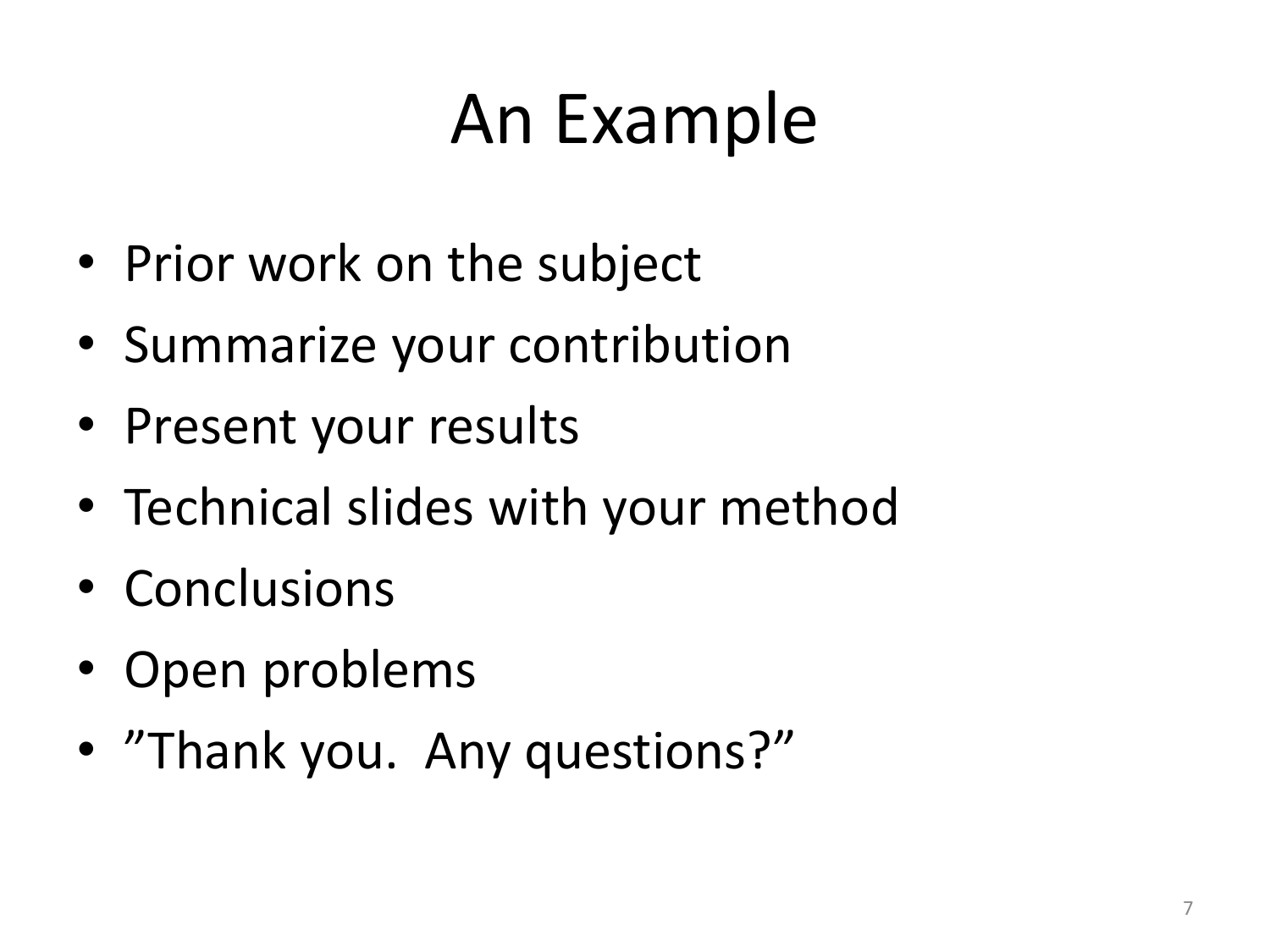# An Example

- Prior work on the subject
- Summarize your contribution
- Present your results
- Technical slides with your method
- Conclusions
- Open problems
- ”Thank you. Any questions?”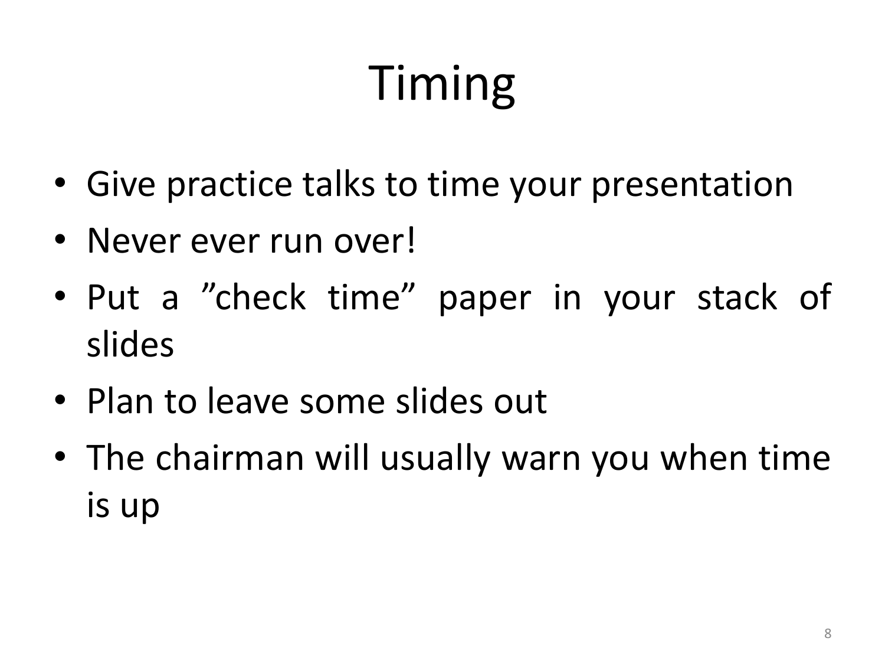# Timing

- Give practice talks to time your presentation
- Never ever run over!
- Put a ”check time” paper in your stack of slides
- Plan to leave some slides out
- The chairman will usually warn you when time is up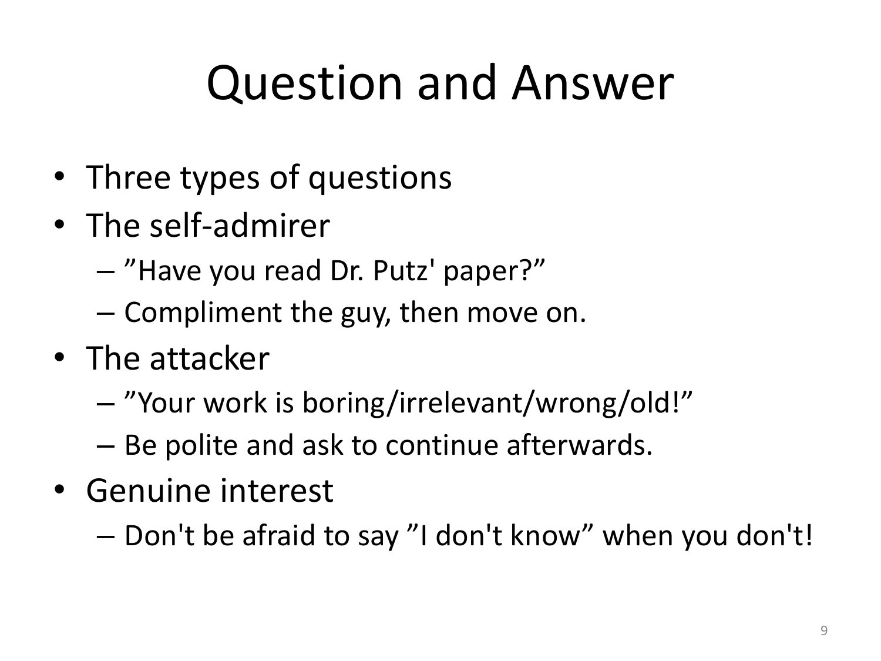# Question and Answer

- Three types of questions
- The self-admirer
  - ”Have you read Dr. Putz' paper?”
  - Compliment the guy, then move on.
- The attacker
  - ”Your work is boring/irrelevant/wrong/old!”
  - Be polite and ask to continue afterwards.
- Genuine interest
  - Don't be afraid to say ”I don't know” when you don't!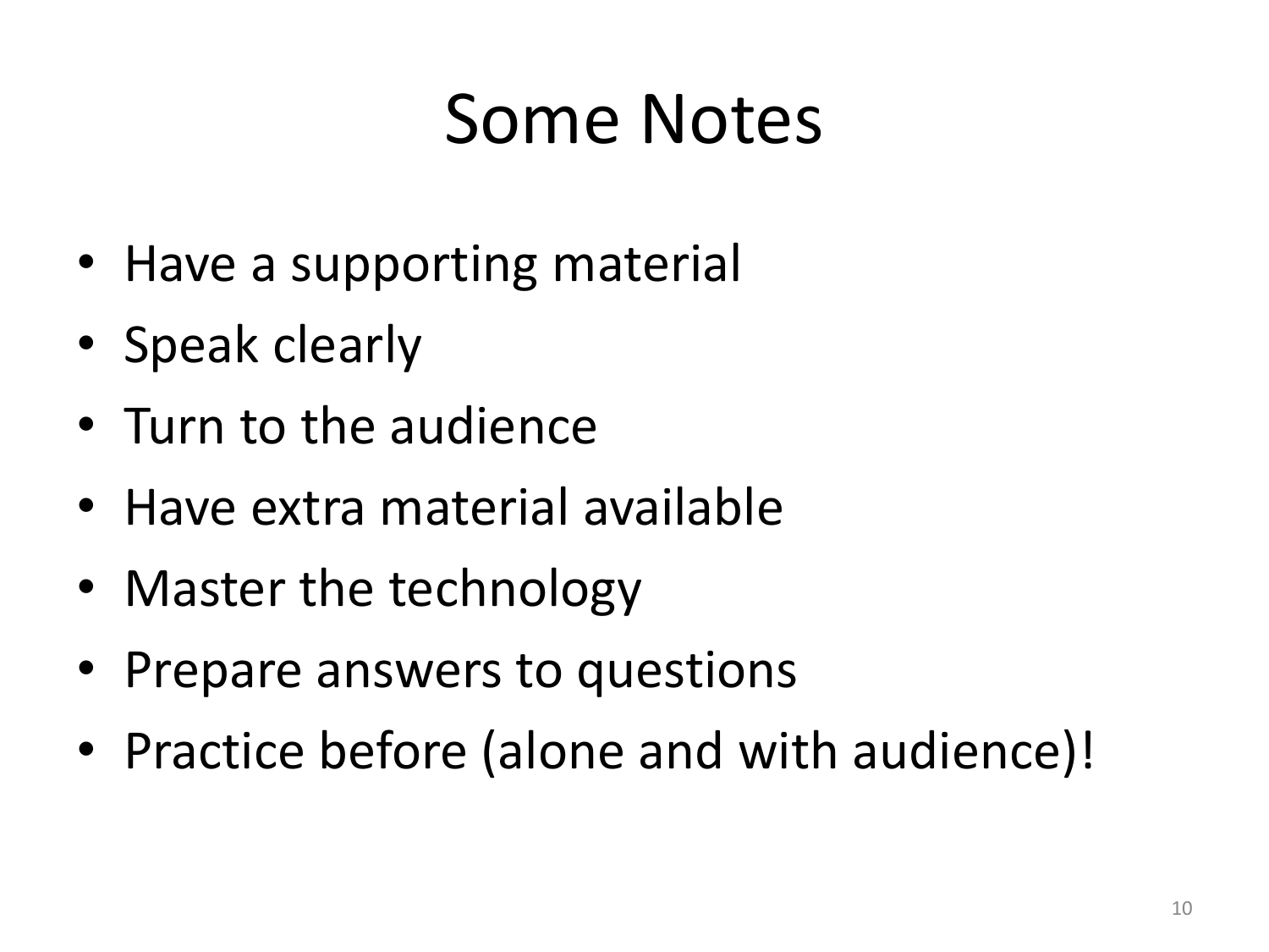# Some Notes

- Have a supporting material
- Speak clearly
- Turn to the audience
- Have extra material available
- Master the technology
- Prepare answers to questions
- Practice before (alone and with audience)!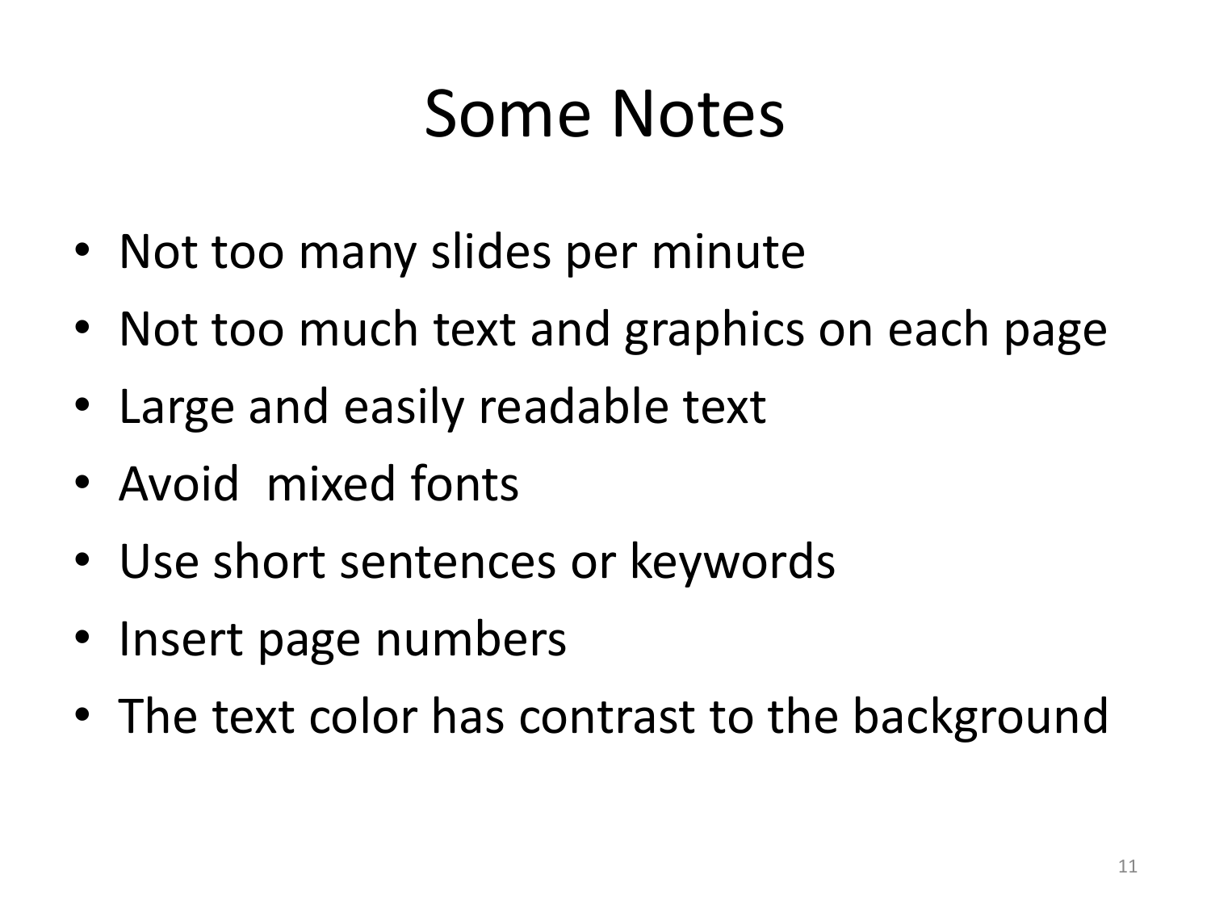# Some Notes

- Not too many slides per minute
- Not too much text and graphics on each page
- Large and easily readable text
- Avoid  mixed fonts
- Use short sentences or keywords
- Insert page numbers
- The text color has contrast to the background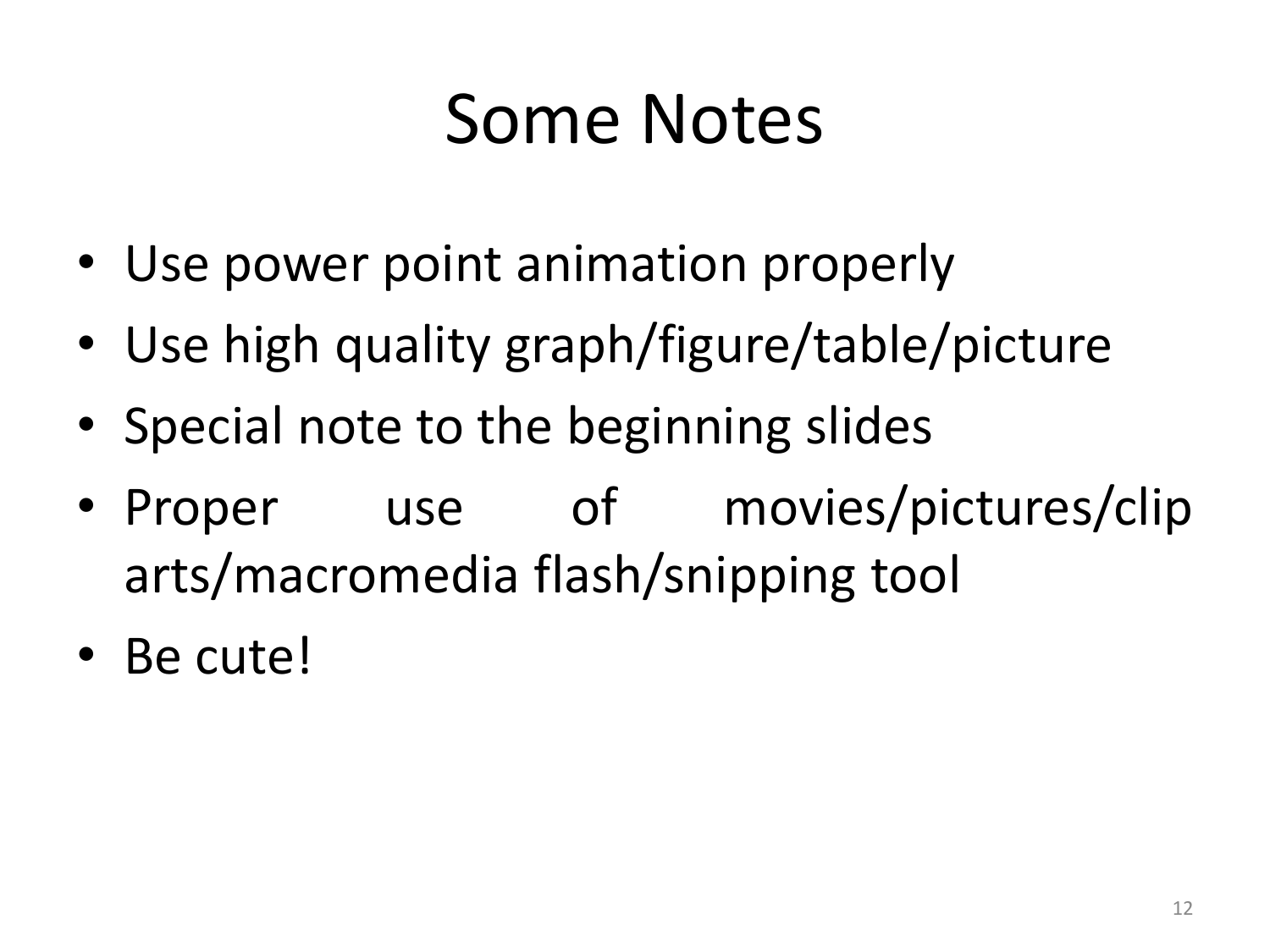# Some Notes

- Use power point animation properly
- Use high quality graph/figure/table/picture
- Special note to the beginning slides
- Proper use of movies/pictures/clip arts/macromedia flash/snipping tool
- Be cute!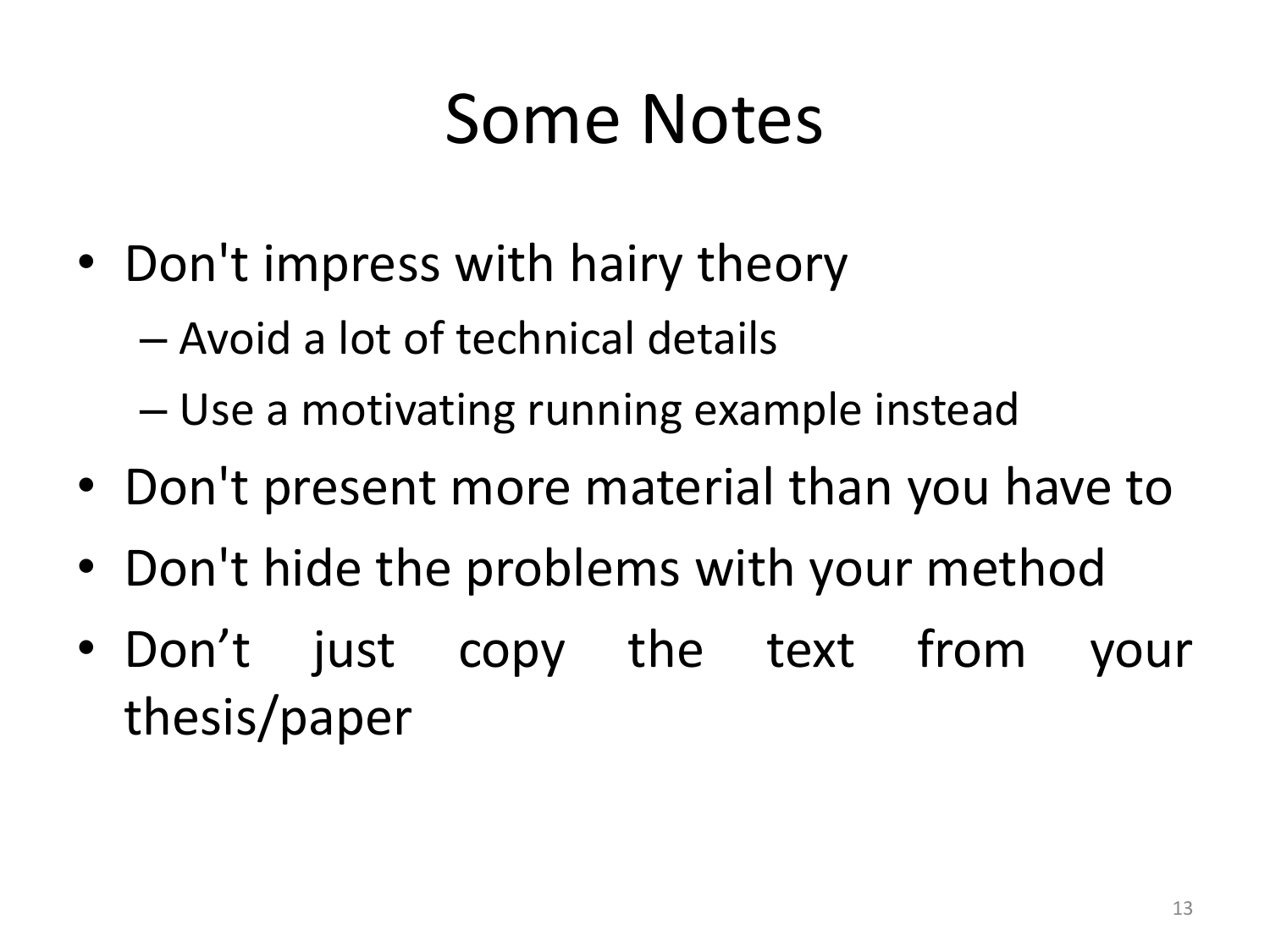# Some Notes

- Don't impress with hairy theory
  - Avoid a lot of technical details
  - Use a motivating running example instead
- Don't present more material than you have to
- Don't hide the problems with your method
- Don’t just copy the text from your thesis/paper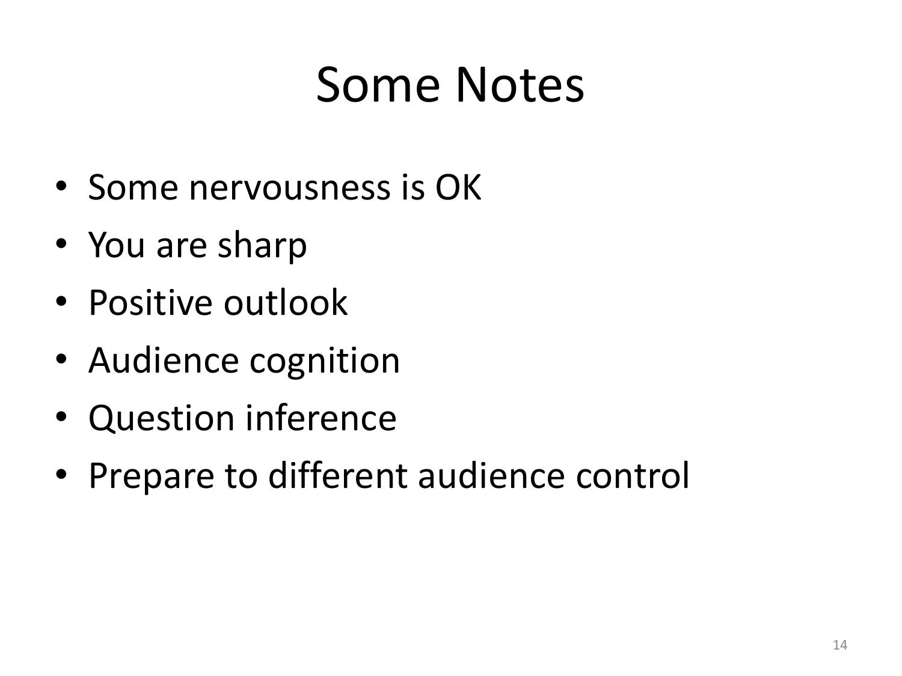# Some Notes

- Some nervousness is OK
- You are sharp
- Positive outlook
- Audience cognition
- Question inference
- Prepare to different audience control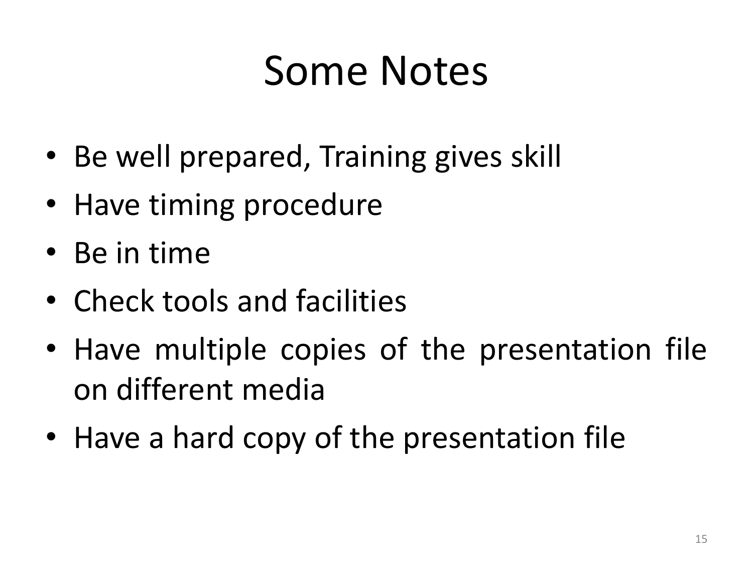# Some Notes

- Be well prepared, Training gives skill
- Have timing procedure
- Be in time
- Check tools and facilities
- Have multiple copies of the presentation file on different media
- Have a hard copy of the presentation file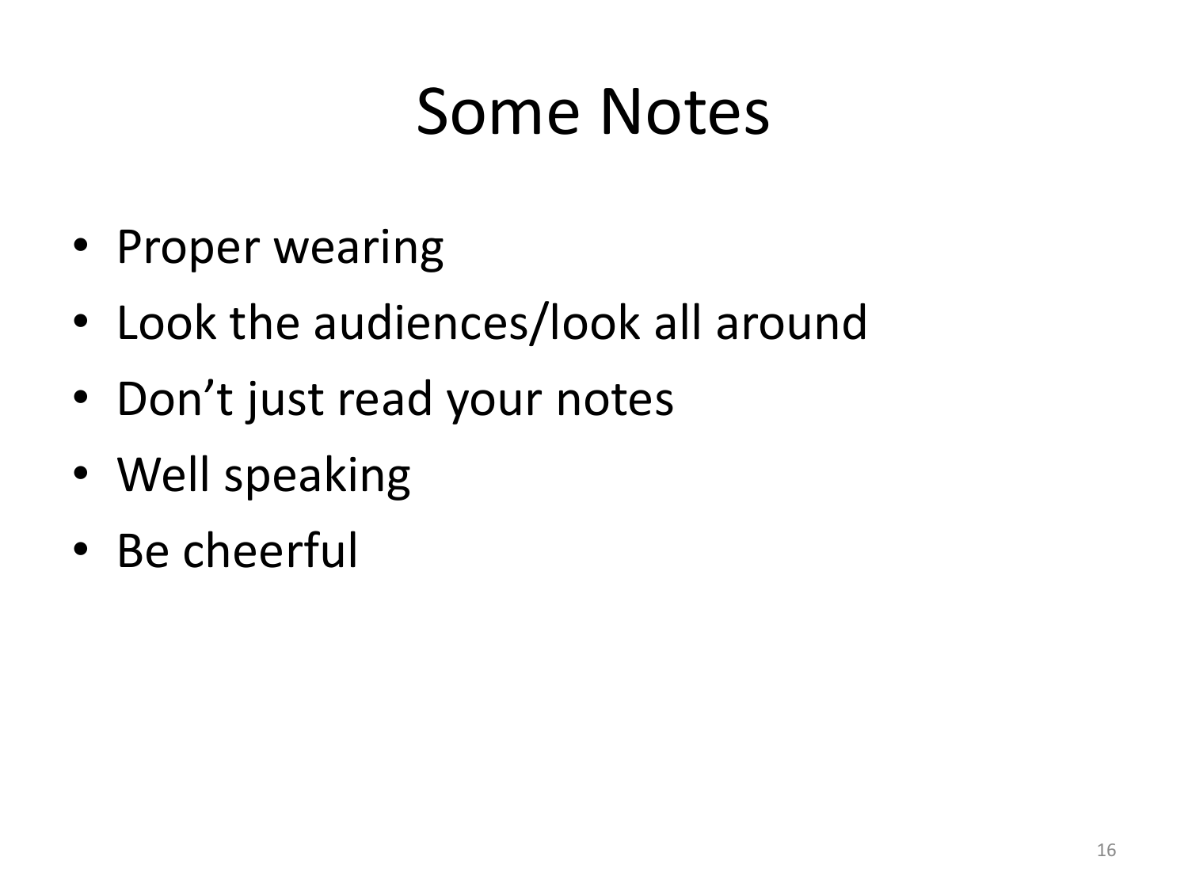# Some Notes

- Proper wearing
- Look the audiences/look all around
- Don’t just read your notes
- Well speaking
- Be cheerful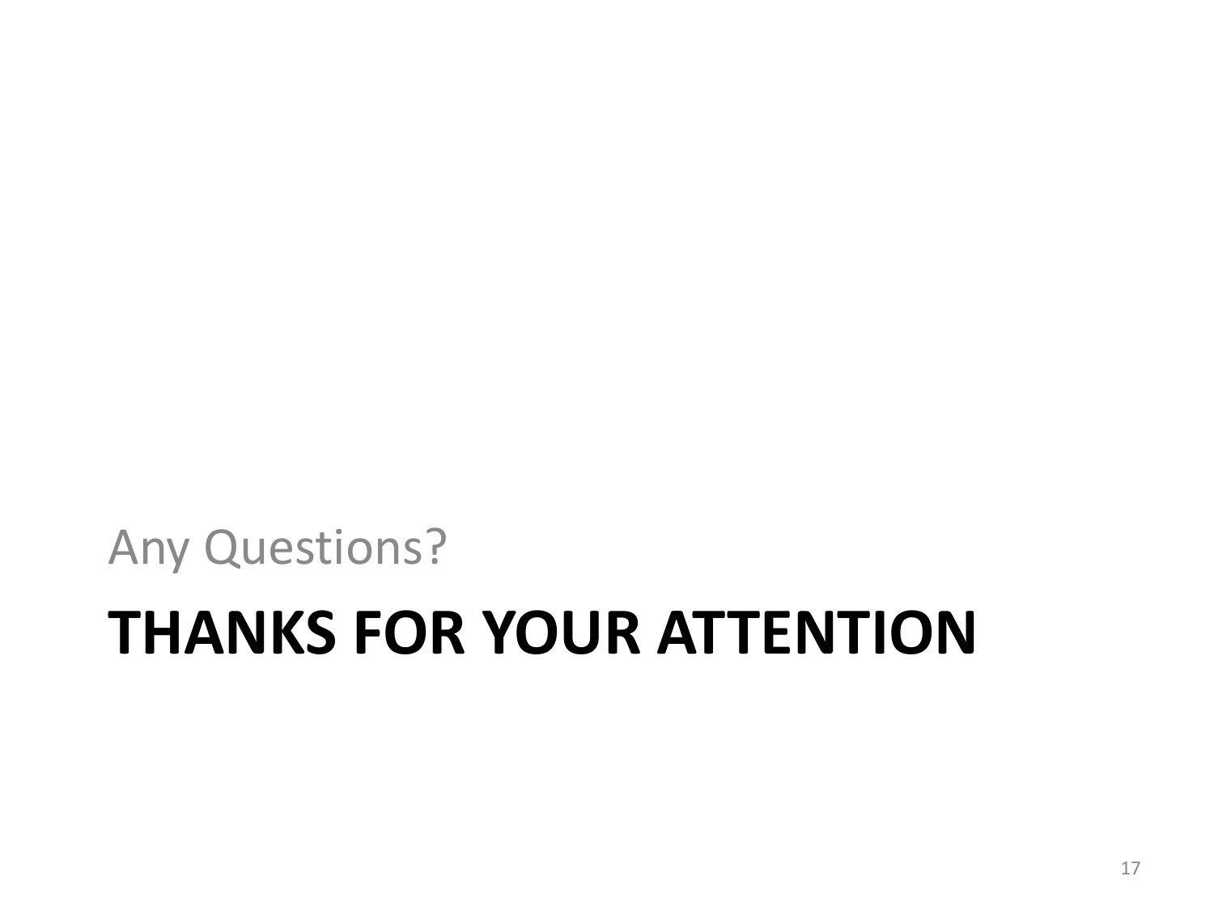Any Questions?

# THANKS FOR YOUR ATTENTION